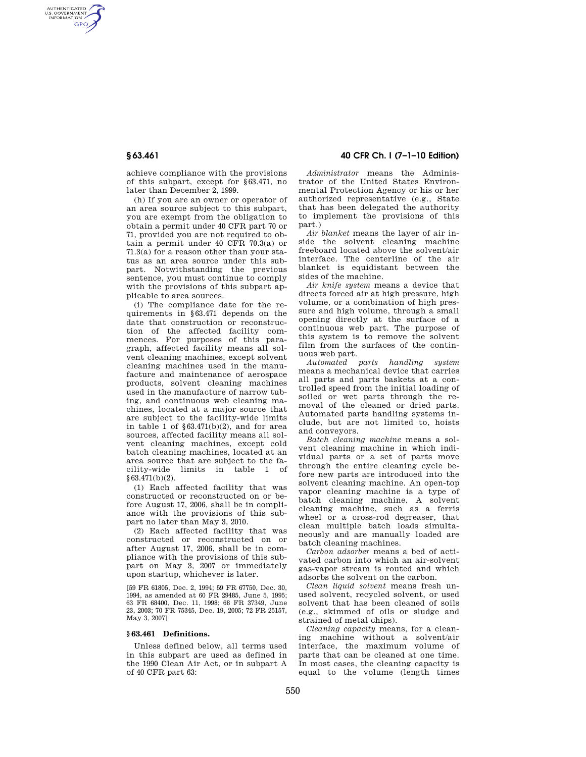achieve compliance with the provisions of this subpart, except for §63.471, no later than December 2, 1999.

(h) If you are an owner or operator of an area source subject to this subpart, you are exempt from the obligation to obtain a permit under 40 CFR part 70 or 71, provided you are not required to obtain a permit under 40 CFR 70.3(a) or 71.3(a) for a reason other than your status as an area source under this subpart. Notwithstanding the previous sentence, you must continue to comply with the provisions of this subpart applicable to area sources.

(i) The compliance date for the requirements in §63.471 depends on the date that construction or reconstruction of the affected facility commences. For purposes of this paragraph, affected facility means all solvent cleaning machines, except solvent cleaning machines used in the manufacture and maintenance of aerospace products, solvent cleaning machines used in the manufacture of narrow tubing, and continuous web cleaning machines, located at a major source that are subject to the facility-wide limits in table 1 of §63.471(b)(2), and for area sources, affected facility means all solvent cleaning machines, except cold batch cleaning machines, located at an area source that are subject to the facility-wide limits in table 1 of §63.471(b)(2).

(1) Each affected facility that was constructed or reconstructed on or before August 17, 2006, shall be in compliance with the provisions of this subpart no later than May 3, 2010.

(2) Each affected facility that was constructed or reconstructed on or after August 17, 2006, shall be in compliance with the provisions of this subpart on May 3, 2007 or immediately upon startup, whichever is later.

[59 FR 61805, Dec. 2, 1994; 59 FR 67750, Dec. 30, 1994, as amended at 60 FR 29485, June 5, 1995; 63 FR 68400, Dec. 11, 1998; 68 FR 37349, June 23, 2003; 70 FR 75345, Dec. 19, 2005; 72 FR 25157, May 3, 2007]

## §63.461 Definitions.

Unless defined below, all terms used in this subpart are used as defined in the 1990 Clean Air Act, or in subpart A of 40 CFR part 63:

*Administrator* means the Administrator of the United States Environmental Protection Agency or his or her authorized representative (e.g., State that has been delegated the authority to implement the provisions of this part.)

*Air blanket* means the layer of air inside the solvent cleaning machine freeboard located above the solvent/air interface. The centerline of the air blanket is equidistant between the sides of the machine.

*Air knife system* means a device that directs forced air at high pressure, high volume, or a combination of high pressure and high volume, through a small opening directly at the surface of a continuous web part. The purpose of this system is to remove the solvent film from the surfaces of the continuous web part.

*Automated parts handling system* means a mechanical device that carries all parts and parts baskets at a controlled speed from the initial loading of soiled or wet parts through the removal of the cleaned or dried parts. Automated parts handling systems include, but are not limited to, hoists and conveyors.

*Batch cleaning machine* means a solvent cleaning machine in which individual parts or a set of parts move through the entire cleaning cycle before new parts are introduced into the solvent cleaning machine. An open-top vapor cleaning machine is a type of batch cleaning machine. A solvent cleaning machine, such as a ferris wheel or a cross-rod degreaser, that clean multiple batch loads simultaneously and are manually loaded are batch cleaning machines.

*Carbon adsorber* means a bed of activated carbon into which an air-solvent gas-vapor stream is routed and which adsorbs the solvent on the carbon.

*Clean liquid solvent* means fresh unused solvent, recycled solvent, or used solvent that has been cleaned of soils (e.g., skimmed of oils or sludge and strained of metal chips).

*Cleaning capacity* means, for a cleaning machine without a solvent/air interface, the maximum volume of parts that can be cleaned at one time. In most cases, the cleaning capacity is equal to the volume (length times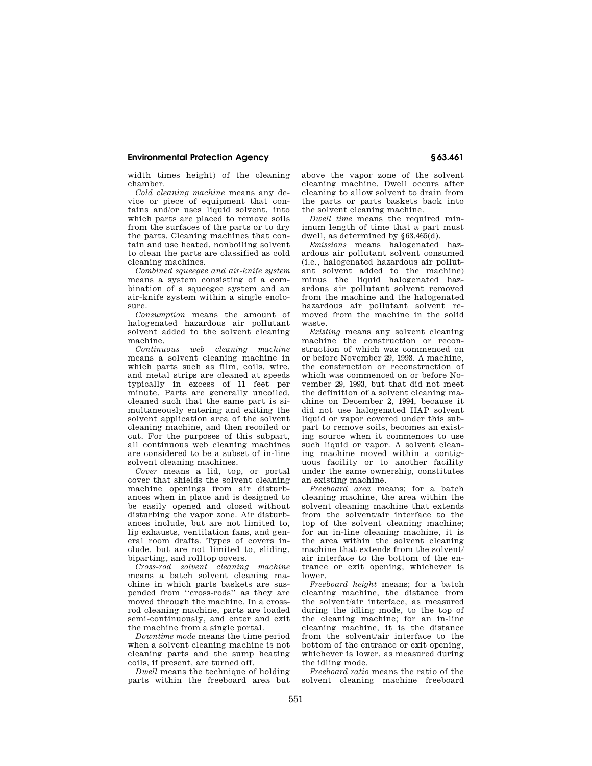width times height) of the cleaning chamber.

*Cold cleaning machine* means any device or piece of equipment that contains and/or uses liquid solvent, into which parts are placed to remove soils from the surfaces of the parts or to dry the parts. Cleaning machines that contain and use heated, nonboiling solvent to clean the parts are classified as cold cleaning machines.

*Combined squeegee and air-knife system* means a system consisting of a combination of a squeegee system and an air-knife system within a single enclosure.

*Consumption* means the amount of halogenated hazardous air pollutant solvent added to the solvent cleaning machine.

*Continuous web cleaning machine* means a solvent cleaning machine in which parts such as film, coils, wire, and metal strips are cleaned at speeds typically in excess of 11 feet per minute. Parts are generally uncoiled, cleaned such that the same part is simultaneously entering and exiting the solvent application area of the solvent cleaning machine, and then recoiled or cut. For the purposes of this subpart, all continuous web cleaning machines are considered to be a subset of in-line solvent cleaning machines.

*Cover* means a lid, top, or portal cover that shields the solvent cleaning machine openings from air disturbances when in place and is designed to be easily opened and closed without disturbing the vapor zone. Air disturbances include, but are not limited to, lip exhausts, ventilation fans, and general room drafts. Types of covers include, but are not limited to, sliding, biparting, and rolltop covers.

*Cross-rod solvent cleaning machine* means a batch solvent cleaning machine in which parts baskets are suspended from ''cross-rods'' as they are moved through the machine. In a cross-rod cleaning machine, parts are loaded semi-continuously, and enter and exit the machine from a single portal.

*Downtime mode* means the time period when a solvent cleaning machine is not cleaning parts and the sump heating coils, if present, are turned off.

*Dwell* means the technique of holding parts within the freeboard area but above the vapor zone of the solvent cleaning machine. Dwell occurs after cleaning to allow solvent to drain from the parts or parts baskets back into the solvent cleaning machine.

*Dwell time* means the required minimum length of time that a part must dwell, as determined by §63.465(d).

*Emissions* means halogenated hazardous air pollutant solvent consumed (i.e., halogenated hazardous air pollutant solvent added to the machine) minus the liquid halogenated hazardous air pollutant solvent removed from the machine and the halogenated hazardous air pollutant solvent removed from the machine in the solid waste.

*Existing* means any solvent cleaning machine the construction or reconstruction of which was commenced on or before November 29, 1993. A machine, the construction or reconstruction of which was commenced on or before November 29, 1993, but that did not meet the definition of a solvent cleaning machine on December 2, 1994, because it did not use halogenated HAP solvent liquid or vapor covered under this subpart to remove soils, becomes an existing source when it commences to use such liquid or vapor. A solvent cleaning machine moved within a contiguous facility or to another facility under the same ownership, constitutes an existing machine.

*Freeboard area* means; for a batch cleaning machine, the area within the solvent cleaning machine that extends from the solvent/air interface to the top of the solvent cleaning machine; for an in-line cleaning machine, it is the area within the solvent cleaning machine that extends from the solvent/air interface to the bottom of the entrance or exit opening, whichever is lower.

*Freeboard height* means; for a batch cleaning machine, the distance from the solvent/air interface, as measured during the idling mode, to the top of the cleaning machine; for an in-line cleaning machine, it is the distance from the solvent/air interface to the bottom of the entrance or exit opening, whichever is lower, as measured during the idling mode.

*Freeboard ratio* means the ratio of the solvent cleaning machine freeboard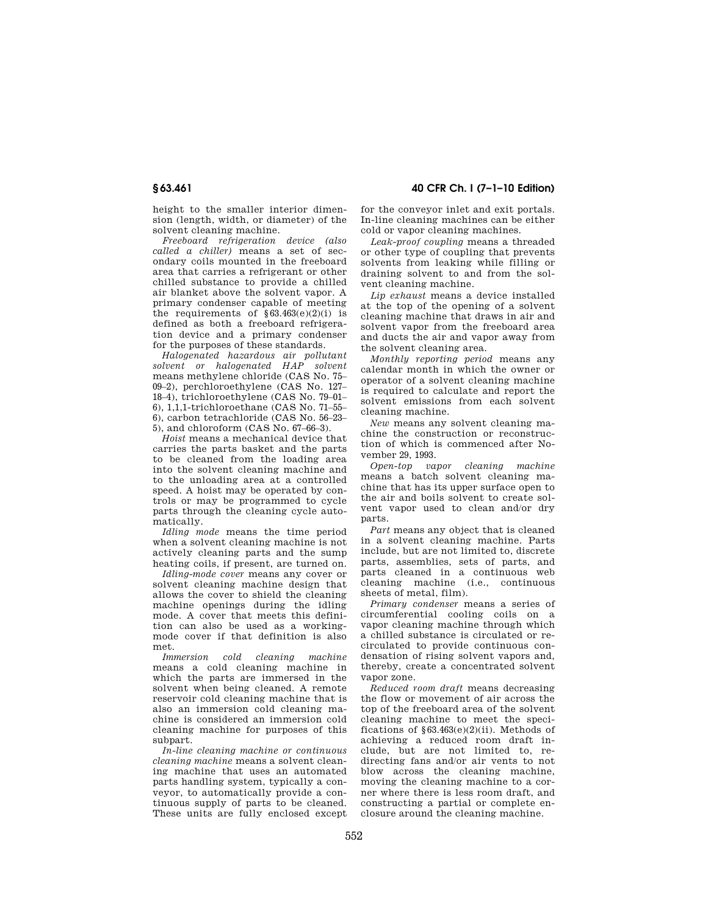height to the smaller interior dimension (length, width, or diameter) of the solvent cleaning machine.

*Freeboard refrigeration device (also called a chiller)* means a set of secondary coils mounted in the freeboard area that carries a refrigerant or other chilled substance to provide a chilled air blanket above the solvent vapor. A primary condenser capable of meeting the requirements of §63.463(e)(2)(i) is defined as both a freeboard refrigeration device and a primary condenser for the purposes of these standards.

*Halogenated hazardous air pollutant solvent or halogenated HAP solvent* means methylene chloride (CAS No. 75–09–2), perchloroethylene (CAS No. 127–18–4), trichloroethylene (CAS No. 79–01–6), 1,1,1-trichloroethane (CAS No. 71–55–6), carbon tetrachloride (CAS No. 56–23–5), and chloroform (CAS No. 67–66–3).

*Hoist* means a mechanical device that carries the parts basket and the parts to be cleaned from the loading area into the solvent cleaning machine and to the unloading area at a controlled speed. A hoist may be operated by controls or may be programmed to cycle parts through the cleaning cycle automatically.

*Idling mode* means the time period when a solvent cleaning machine is not actively cleaning parts and the sump heating coils, if present, are turned on.

*Idling-mode cover* means any cover or solvent cleaning machine design that allows the cover to shield the cleaning machine openings during the idling mode. A cover that meets this definition can also be used as a working-mode cover if that definition is also met.

*Immersion cold cleaning machine* means a cold cleaning machine in which the parts are immersed in the solvent when being cleaned. A remote reservoir cold cleaning machine that is also an immersion cold cleaning machine is considered an immersion cold cleaning machine for purposes of this subpart.

*In-line cleaning machine or continuous cleaning machine* means a solvent cleaning machine that uses an automated parts handling system, typically a conveyor, to automatically provide a continuous supply of parts to be cleaned. These units are fully enclosed except for the conveyor inlet and exit portals. In-line cleaning machines can be either cold or vapor cleaning machines.

*Leak-proof coupling* means a threaded or other type of coupling that prevents solvents from leaking while filling or draining solvent to and from the solvent cleaning machine.

*Lip exhaust* means a device installed at the top of the opening of a solvent cleaning machine that draws in air and solvent vapor from the freeboard area and ducts the air and vapor away from the solvent cleaning area.

*Monthly reporting period* means any calendar month in which the owner or operator of a solvent cleaning machine is required to calculate and report the solvent emissions from each solvent cleaning machine.

*New* means any solvent cleaning machine the construction or reconstruction of which is commenced after November 29, 1993.

*Open-top vapor cleaning machine* means a batch solvent cleaning machine that has its upper surface open to the air and boils solvent to create solvent vapor used to clean and/or dry parts.

*Part* means any object that is cleaned in a solvent cleaning machine. Parts include, but are not limited to, discrete parts, assemblies, sets of parts, and parts cleaned in a continuous web cleaning machine (i.e., continuous sheets of metal, film).

*Primary condenser* means a series of circumferential cooling coils on a vapor cleaning machine through which a chilled substance is circulated or recirculated to provide continuous condensation of rising solvent vapors and, thereby, create a concentrated solvent vapor zone.

*Reduced room draft* means decreasing the flow or movement of air across the top of the freeboard area of the solvent cleaning machine to meet the specifications of §63.463(e)(2)(ii). Methods of achieving a reduced room draft include, but are not limited to, redirecting fans and/or air vents to not blow across the cleaning machine, moving the cleaning machine to a corner where there is less room draft, and constructing a partial or complete enclosure around the cleaning machine.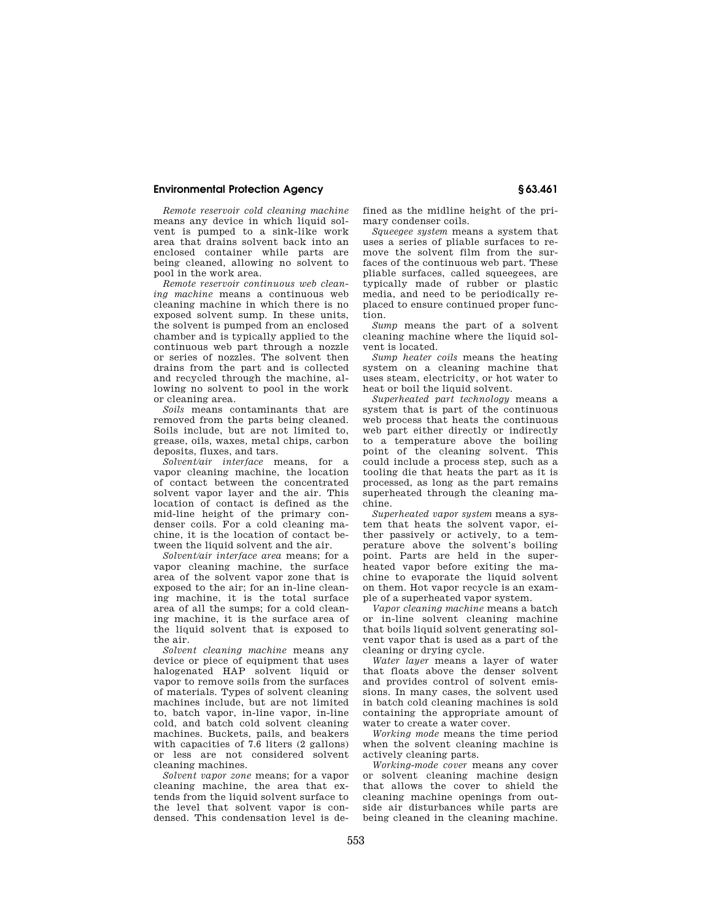*Remote reservoir cold cleaning machine* means any device in which liquid solvent is pumped to a sink-like work area that drains solvent back into an enclosed container while parts are being cleaned, allowing no solvent to pool in the work area.

*Remote reservoir continuous web cleaning machine* means a continuous web cleaning machine in which there is no exposed solvent sump. In these units, the solvent is pumped from an enclosed chamber and is typically applied to the continuous web part through a nozzle or series of nozzles. The solvent then drains from the part and is collected and recycled through the machine, allowing no solvent to pool in the work or cleaning area.

*Soils* means contaminants that are removed from the parts being cleaned. Soils include, but are not limited to, grease, oils, waxes, metal chips, carbon deposits, fluxes, and tars.

*Solvent/air interface* means, for a vapor cleaning machine, the location of contact between the concentrated solvent vapor layer and the air. This location of contact is defined as the mid-line height of the primary condenser coils. For a cold cleaning machine, it is the location of contact between the liquid solvent and the air.

*Solvent/air interface area* means; for a vapor cleaning machine, the surface area of the solvent vapor zone that is exposed to the air; for an in-line cleaning machine, it is the total surface area of all the sumps; for a cold cleaning machine, it is the surface area of the liquid solvent that is exposed to the air.

*Solvent cleaning machine* means any device or piece of equipment that uses halogenated HAP solvent liquid or vapor to remove soils from the surfaces of materials. Types of solvent cleaning machines include, but are not limited to, batch vapor, in-line vapor, in-line cold, and batch cold solvent cleaning machines. Buckets, pails, and beakers with capacities of 7.6 liters (2 gallons) or less are not considered solvent cleaning machines.

*Solvent vapor zone* means; for a vapor cleaning machine, the area that extends from the liquid solvent surface to the level that solvent vapor is condensed. This condensation level is defined as the midline height of the primary condenser coils.

*Squeegee system* means a system that uses a series of pliable surfaces to remove the solvent film from the surfaces of the continuous web part. These pliable surfaces, called squeegees, are typically made of rubber or plastic media, and need to be periodically replaced to ensure continued proper function.

*Sump* means the part of a solvent cleaning machine where the liquid solvent is located.

*Sump heater coils* means the heating system on a cleaning machine that uses steam, electricity, or hot water to heat or boil the liquid solvent.

*Superheated part technology* means a system that is part of the continuous web process that heats the continuous web part either directly or indirectly to a temperature above the boiling point of the cleaning solvent. This could include a process step, such as a tooling die that heats the part as it is processed, as long as the part remains superheated through the cleaning machine.

*Superheated vapor system* means a system that heats the solvent vapor, either passively or actively, to a temperature above the solvent's boiling point. Parts are held in the superheated vapor before exiting the machine to evaporate the liquid solvent on them. Hot vapor recycle is an example of a superheated vapor system.

*Vapor cleaning machine* means a batch or in-line solvent cleaning machine that boils liquid solvent generating solvent vapor that is used as a part of the cleaning or drying cycle.

*Water layer* means a layer of water that floats above the denser solvent and provides control of solvent emissions. In many cases, the solvent used in batch cold cleaning machines is sold containing the appropriate amount of water to create a water cover.

*Working mode* means the time period when the solvent cleaning machine is actively cleaning parts.

*Working-mode cover* means any cover or solvent cleaning machine design that allows the cover to shield the cleaning machine openings from outside air disturbances while parts are being cleaned in the cleaning machine.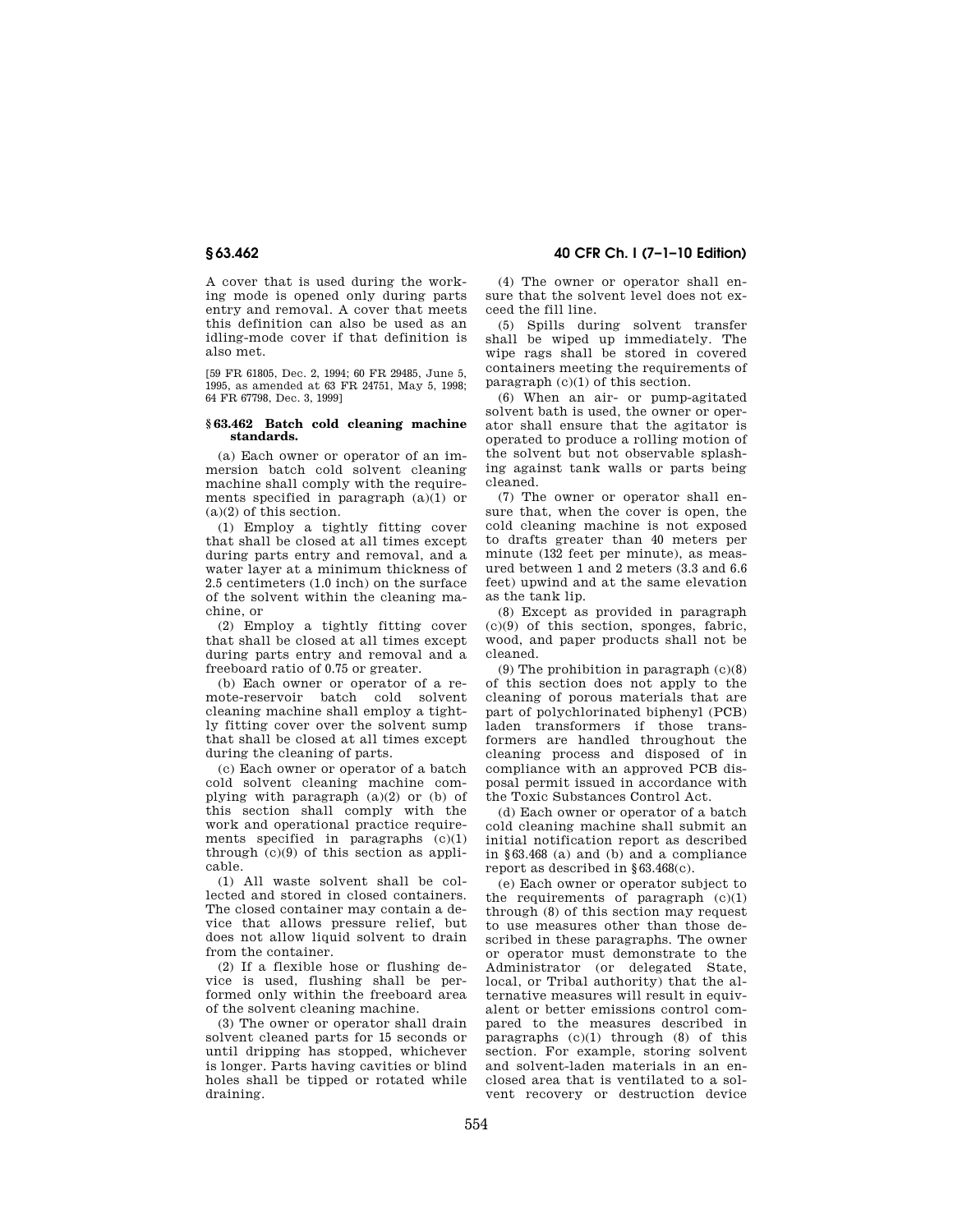A cover that is used during the working mode is opened only during parts entry and removal. A cover that meets this definition can also be used as an idling-mode cover if that definition is also met.

[59 FR 61805, Dec. 2, 1994; 60 FR 29485, June 5, 1995, as amended at 63 FR 24751, May 5, 1998; 64 FR 67798, Dec. 3, 1999]

### § 63.462 Batch cold cleaning machine standards.

(a) Each owner or operator of an immersion batch cold solvent cleaning machine shall comply with the requirements specified in paragraph (a)(1) or (a)(2) of this section.

(1) Employ a tightly fitting cover that shall be closed at all times except during parts entry and removal, and a water layer at a minimum thickness of 2.5 centimeters (1.0 inch) on the surface of the solvent within the cleaning machine, or

(2) Employ a tightly fitting cover that shall be closed at all times except during parts entry and removal and a freeboard ratio of 0.75 or greater.

(b) Each owner or operator of a remote-reservoir batch cold solvent cleaning machine shall employ a tightly fitting cover over the solvent sump that shall be closed at all times except during the cleaning of parts.

(c) Each owner or operator of a batch cold solvent cleaning machine complying with paragraph (a)(2) or (b) of this section shall comply with the work and operational practice requirements specified in paragraphs (c)(1) through (c)(9) of this section as applicable.

(1) All waste solvent shall be collected and stored in closed containers. The closed container may contain a device that allows pressure relief, but does not allow liquid solvent to drain from the container.

(2) If a flexible hose or flushing device is used, flushing shall be performed only within the freeboard area of the solvent cleaning machine.

(3) The owner or operator shall drain solvent cleaned parts for 15 seconds or until dripping has stopped, whichever is longer. Parts having cavities or blind holes shall be tipped or rotated while draining.

(4) The owner or operator shall ensure that the solvent level does not exceed the fill line.

(5) Spills during solvent transfer shall be wiped up immediately. The wipe rags shall be stored in covered containers meeting the requirements of paragraph (c)(1) of this section.

(6) When an air- or pump-agitated solvent bath is used, the owner or operator shall ensure that the agitator is operated to produce a rolling motion of the solvent but not observable splashing against tank walls or parts being cleaned.

(7) The owner or operator shall ensure that, when the cover is open, the cold cleaning machine is not exposed to drafts greater than 40 meters per minute (132 feet per minute), as measured between 1 and 2 meters (3.3 and 6.6 feet) upwind and at the same elevation as the tank lip.

(8) Except as provided in paragraph (c)(9) of this section, sponges, fabric, wood, and paper products shall not be cleaned.

(9) The prohibition in paragraph (c)(8) of this section does not apply to the cleaning of porous materials that are part of polychlorinated biphenyl (PCB) laden transformers if those transformers are handled throughout the cleaning process and disposed of in compliance with an approved PCB disposal permit issued in accordance with the Toxic Substances Control Act.

(d) Each owner or operator of a batch cold cleaning machine shall submit an initial notification report as described in § 63.468 (a) and (b) and a compliance report as described in § 63.468(c).

(e) Each owner or operator subject to the requirements of paragraph (c)(1) through (8) of this section may request to use measures other than those described in these paragraphs. The owner or operator must demonstrate to the Administrator (or delegated State, local, or Tribal authority) that the alternative measures will result in equivalent or better emissions control compared to the measures described in paragraphs (c)(1) through (8) of this section. For example, storing solvent and solvent-laden materials in an enclosed area that is ventilated to a solvent recovery or destruction device